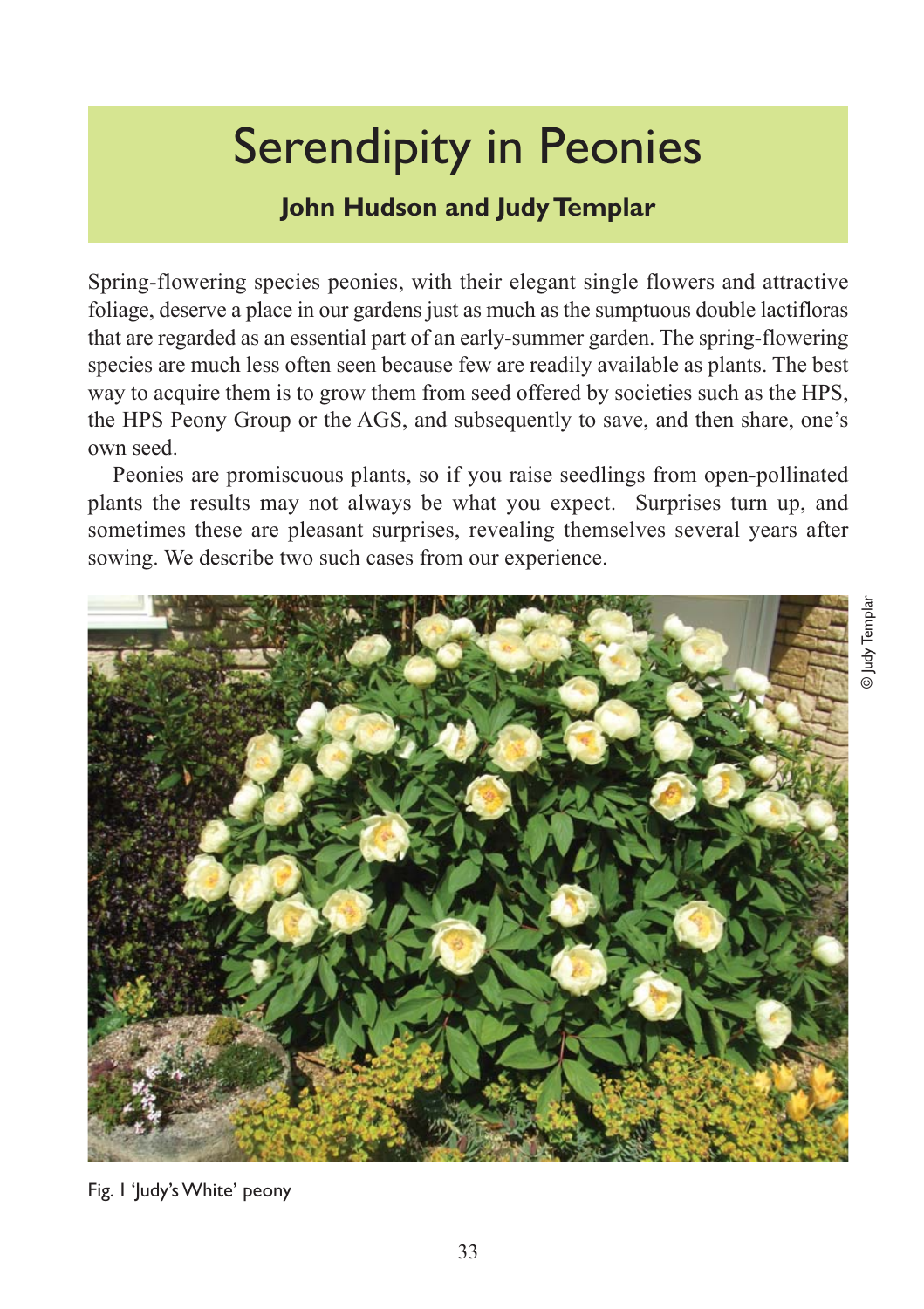# Serendipity in Peonies

**John Hudson and Judy Templar**

Spring-flowering species peonies, with their elegant single flowers and attractive foliage, deserve a place in our gardens just as much as the sumptuous double lactifloras that are regarded as an essential part of an early-summer garden. The spring-flowering species are much less often seen because few are readily available as plants. The best way to acquire them is to grow them from seed offered by societies such as the HPS, the HPS Peony Group or the AGS, and subsequently to save, and then share, one's own seed.

Peonies are promiscuous plants, so if you raise seedlings from open-pollinated plants the results may not always be what you expect. Surprises turn up, and sometimes these are pleasant surprises, revealing themselves several years after sowing. We describe two such cases from our experience.

© Judy Templar

Fig. 1 'Judy's White' peony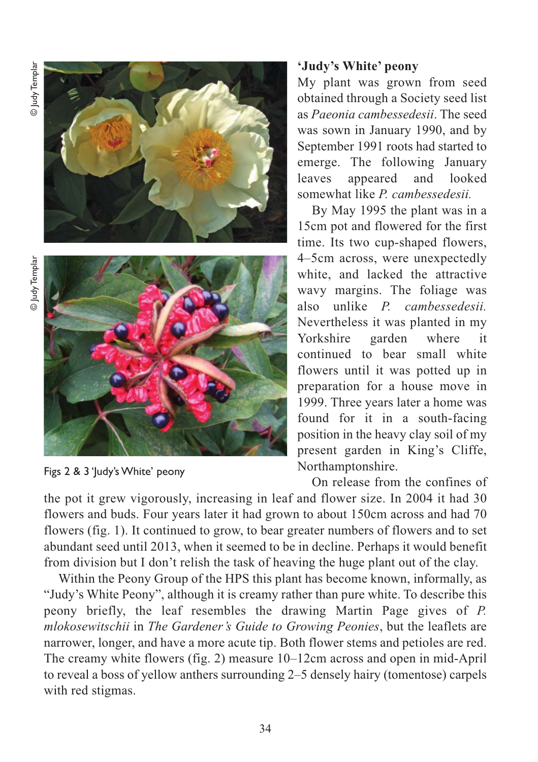## 'Judy's White' peony

My plant was grown from seed obtained through a Society seed list as *Paeonia cambessedesii*. The seed was sown in January 1990, and by September 1991 roots had started to emerge. The following January leaves appeared and looked somewhat like *P. cambessedesii.*

By May 1995 the plant was in a 15cm pot and flowered for the first time. Its two cup-shaped flowers, 4–5cm across, were unexpectedly white, and lacked the attractive wavy margins. The foliage was also unlike *P. cambessedesii.* Nevertheless it was planted in my Yorkshire garden where it continued to bear small white flowers until it was potted up in preparation for a house move in 1999. Three years later a home was found for it in a south-facing position in the heavy clay soil of my present garden in King's Cliffe, Northamptonshire.

© Judy Templar

© Judy Templar

Figs 2 & 3 'Judy's White' peony

On release from the confines of the pot it grew vigorously, increasing in leaf and flower size. In 2004 it had 30 flowers and buds. Four years later it had grown to about 150cm across and had 70 flowers (fig. 1). It continued to grow, to bear greater numbers of flowers and to set abundant seed until 2013, when it seemed to be in decline. Perhaps it would benefit from division but I don't relish the task of heaving the huge plant out of the clay.

Within the Peony Group of the HPS this plant has become known, informally, as "Judy's White Peony", although it is creamy rather than pure white. To describe this peony briefly, the leaf resembles the drawing Martin Page gives of *P. mlokosewitschii* in *The Gardener's Guide to Growing Peonies*, but the leaflets are narrower, longer, and have a more acute tip. Both flower stems and petioles are red. The creamy white flowers (fig. 2) measure 10–12cm across and open in mid-April to reveal a boss of yellow anthers surrounding 2–5 densely hairy (tomentose) carpels with red stigmas.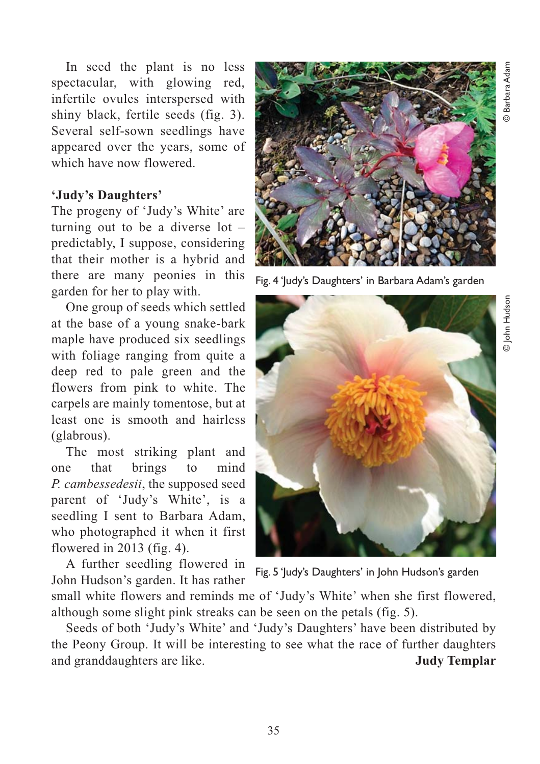In seed the plant is no less spectacular, with glowing red, infertile ovules interspersed with shiny black, fertile seeds (fig. 3). Several self-sown seedlings have appeared over the years, some of which have now flowered.

**'Judy's Daughters'**

The progeny of 'Judy's White' are turning out to be a diverse lot – predictably, I suppose, considering that their mother is a hybrid and there are many peonies in this garden for her to play with.

One group of seeds which settled at the base of a young snake-bark maple have produced six seedlings with foliage ranging from quite a deep red to pale green and the flowers from pink to white. The carpels are mainly tomentose, but at least one is smooth and hairless (glabrous).

The most striking plant and one that brings to mind *P. cambessedesii*, the supposed seed parent of 'Judy's White', is a seedling I sent to Barbara Adam, who photographed it when it first flowered in 2013 (fig. 4).

A further seedling flowered in John Hudson's garden. It has rather small white flowers and reminds me of 'Judy's White' when she first flowered, although some slight pink streaks can be seen on the petals (fig. 5).

Seeds of both 'Judy's White' and 'Judy's Daughters' have been distributed by the Peony Group. It will be interesting to see what the race of further daughters and granddaughters are like.

**Judy Templar**

© Barbara Adam

Fig. 4 'Judy's Daughters' in Barbara Adam's garden

© John Hudson

Fig. 5 'Judy's Daughters' in John Hudson's garden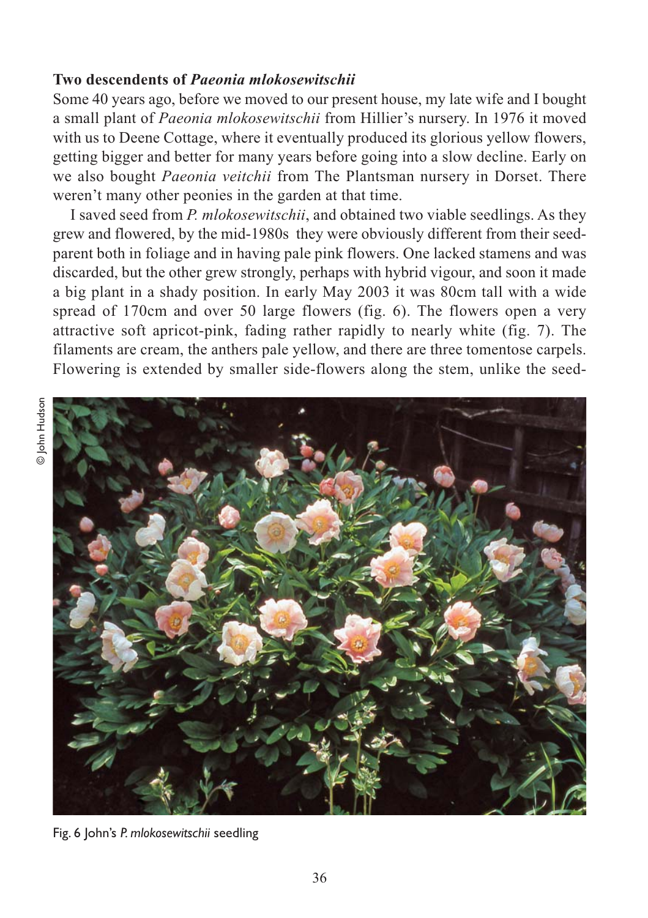### Two descendents of *Paeonia mlokosewitschii*

Some 40 years ago, before we moved to our present house, my late wife and I bought a small plant of *Paeonia mlokosewitschii* from Hillier's nursery. In 1976 it moved with us to Deene Cottage, where it eventually produced its glorious yellow flowers, getting bigger and better for many years before going into a slow decline. Early on we also bought *Paeonia veitchii* from The Plantsman nursery in Dorset. There weren't many other peonies in the garden at that time.

I saved seed from *P. mlokosewitschii*, and obtained two viable seedlings. As they grew and flowered, by the mid-1980s they were obviously different from their seed-parent both in foliage and in having pale pink flowers. One lacked stamens and was discarded, but the other grew strongly, perhaps with hybrid vigour, and soon it made a big plant in a shady position. In early May 2003 it was 80cm tall with a wide spread of 170cm and over 50 large flowers (fig. 6). The flowers open a very attractive soft apricot-pink, fading rather rapidly to nearly white (fig. 7). The filaments are cream, the anthers pale yellow, and there are three tomentose carpels. Flowering is extended by smaller side-flowers along the stem, unlike the seed-

© John Hudson

Fig. 6 John's *P. mlokosewitschii* seedling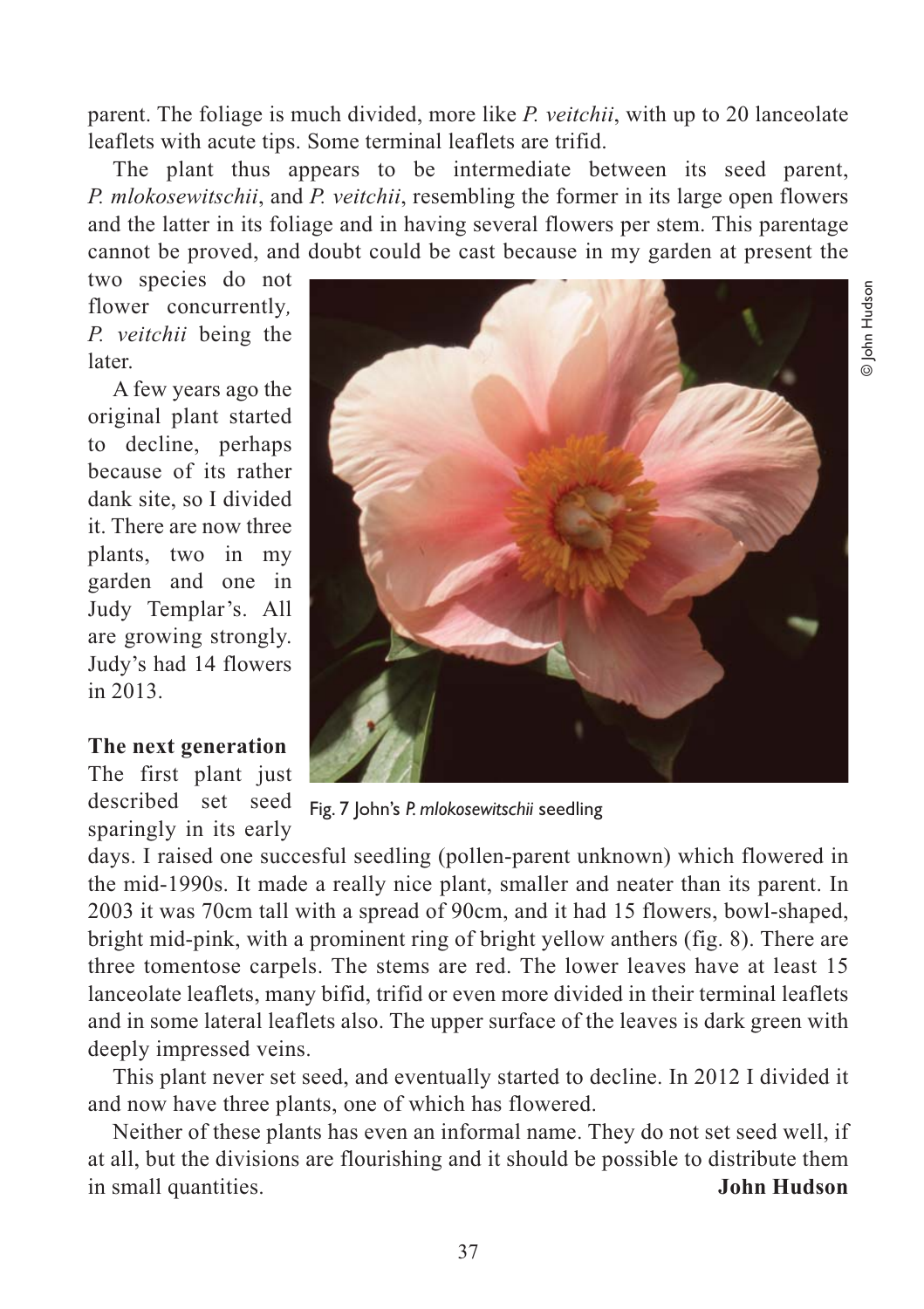parent. The foliage is much divided, more like *P. veitchii*, with up to 20 lanceolate leaflets with acute tips. Some terminal leaflets are trifid.

The plant thus appears to be intermediate between its seed parent, *P. mlokosewitschii*, and *P. veitchii*, resembling the former in its large open flowers and the latter in its foliage and in having several flowers per stem. This parentage cannot be proved, and doubt could be cast because in my garden at present the two species do not flower concurrently, *P. veitchii* being the later.

A few years ago the original plant started to decline, perhaps because of its rather dank site, so I divided it. There are now three plants, two in my garden and one in Judy Templar's. All are growing strongly. Judy's had 14 flowers in 2013.

© John Hudson

Fig. 7 John's *P. mlokosewitschii* seedling

**The next generation**

The first plant just described set seed sparingly in its early days. I raised one succesful seedling (pollen-parent unknown) which flowered in the mid-1990s. It made a really nice plant, smaller and neater than its parent. In 2003 it was 70cm tall with a spread of 90cm, and it had 15 flowers, bowl-shaped, bright mid-pink, with a prominent ring of bright yellow anthers (fig. 8). There are three tomentose carpels. The stems are red. The lower leaves have at least 15 lanceolate leaflets, many bifid, trifid or even more divided in their terminal leaflets and in some lateral leaflets also. The upper surface of the leaves is dark green with deeply impressed veins.

This plant never set seed, and eventually started to decline. In 2012 I divided it and now have three plants, one of which has flowered.

Neither of these plants has even an informal name. They do not set seed well, if at all, but the divisions are flourishing and it should be possible to distribute them in small quantities.

**John Hudson**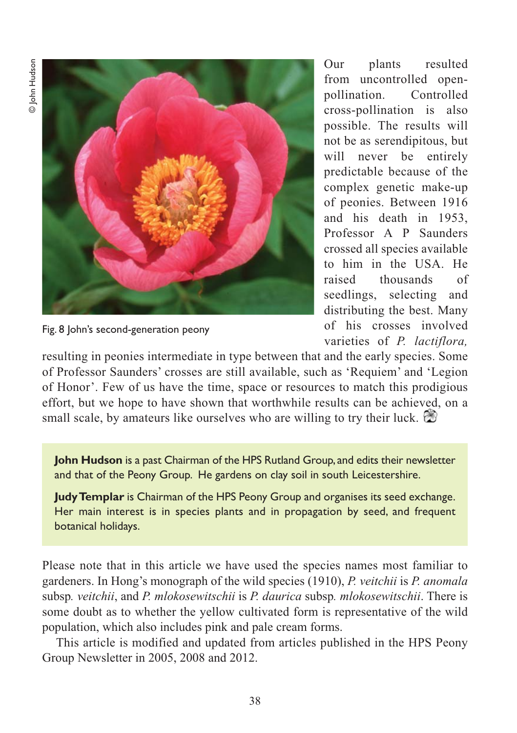© John Hudson

Fig. 8 John's second-generation peony

Our plants resulted from uncontrolled open-pollination. Controlled cross-pollination is also possible. The results will not be as serendipitous, but will never be entirely predictable because of the complex genetic make-up of peonies. Between 1916 and his death in 1953, Professor A P Saunders crossed all species available to him in the USA. He raised thousands of seedlings, selecting and distributing the best. Many of his crosses involved varieties of *P. lactiflora,* resulting in peonies intermediate in type between that and the early species. Some of Professor Saunders' crosses are still available, such as 'Requiem' and 'Legion of Honor'. Few of us have the time, space or resources to match this prodigious effort, but we hope to have shown that worthwhile results can be achieved, on a small scale, by amateurs like ourselves who are willing to try their luck.

**John Hudson** is a past Chairman of the HPS Rutland Group, and edits their newsletter and that of the Peony Group. He gardens on clay soil in south Leicestershire.

**Judy Templar** is Chairman of the HPS Peony Group and organises its seed exchange. Her main interest is in species plants and in propagation by seed, and frequent botanical holidays.

Please note that in this article we have used the species names most familiar to gardeners. In Hong's monograph of the wild species (1910), *P. veitchii* is *P. anomala* subsp*. veitchii*, and *P. mlokosewitschii* is *P. daurica* subsp*. mlokosewitschii*. There is some doubt as to whether the yellow cultivated form is representative of the wild population, which also includes pink and pale cream forms.

This article is modified and updated from articles published in the HPS Peony Group Newsletter in 2005, 2008 and 2012.